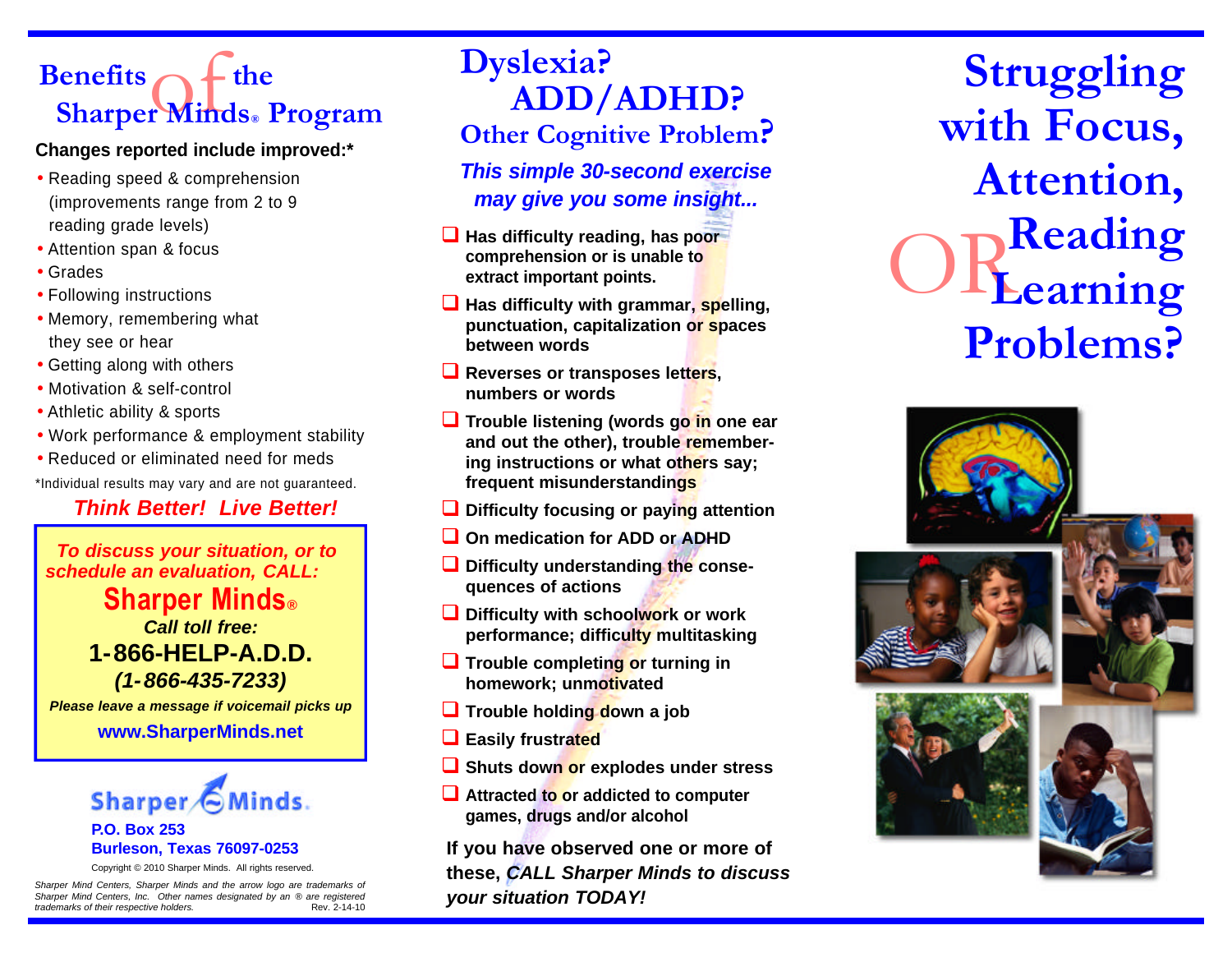# Benefits of the Sharper Minds® Program

**Changes reported include improved:***

- Reading speed & comprehension (improvements range from 2 to 9 reading grade levels)
- Attention span & focus
- Grades
- Following instructions
- Memory, remembering what they see or hear
- Getting along with others
- Motivation & self-control
- Athletic ability & sports
- Work performance & employment stability
- Reduced or eliminated need for meds

*Individual results may vary and are not guaranteed.

***Think Better! Live Better!***

***To discuss your situation, or to schedule an evaluation, CALL:***

**Sharper Minds®**

***Call toll free:***

**1-866-HELP-A.D.D.**

***(1-866-435-7233)***

***Please leave a message if voicemail picks up***

**www.SharperMinds.net**

Sharper Minds.

**P.O. Box 253**
**Burleson, Texas 76097-0253**

Copyright © 2010 Sharper Minds. All rights reserved.

*Sharper Mind Centers, Sharper Minds and the arrow logo are trademarks of Sharper Mind Centers, Inc. Other names designated by an ® are registered trademarks of their respective holders.* Rev. 2-14-10

# Dyslexia? ADD/ADHD? Other Cognitive Problem?

***This simple 30-second exercise may give you some insight...***

- ❑ **Has difficulty reading, has poor comprehension or is unable to extract important points.**
- ❑ **Has difficulty with grammar, spelling, punctuation, capitalization or spaces between words**
- ❑ **Reverses or transposes letters, numbers or words**
- ❑ **Trouble listening (words go in one ear and out the other), trouble remembering instructions or what others say; frequent misunderstandings**
- ❑ **Difficulty focusing or paying attention**
- ❑ **On medication for ADD or ADHD**
- ❑ **Difficulty understanding the consequences of actions**
- ❑ **Difficulty with schoolwork or work performance; difficulty multitasking**
- ❑ **Trouble completing or turning in homework; unmotivated**
- ❑ **Trouble holding down a job**
- ❑ **Easily frustrated**
- ❑ **Shuts down or explodes under stress**
- ❑ **Attracted to or addicted to computer games, drugs and/or alcohol**

**If you have observed one or more of these, *CALL Sharper Minds to discuss your situation TODAY!***

# Struggling with Focus, Attention, Reading OR Learning Problems?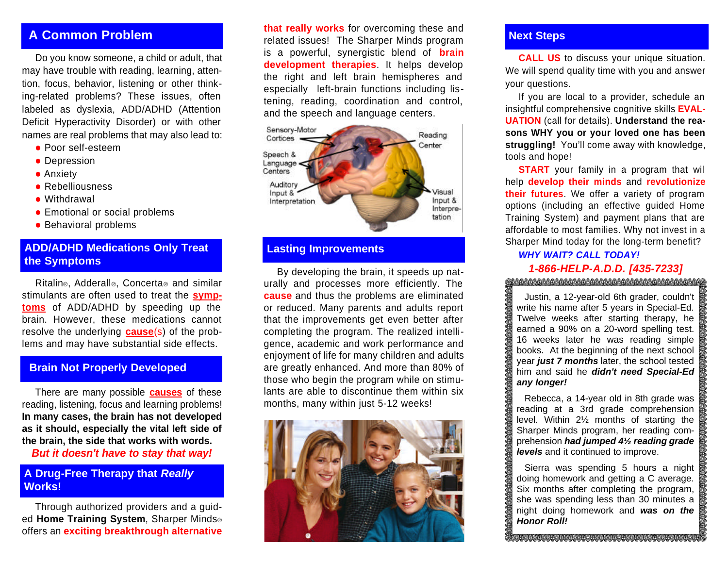## A Common Problem

Do you know someone, a child or adult, that may have trouble with reading, learning, attention, focus, behavior, listening or other thinking-related problems? These issues, often labeled as dyslexia, ADD/ADHD (Attention Deficit Hyperactivity Disorder) or with other names are real problems that may also lead to:

- Poor self-esteem
- Depression
- Anxiety
- Rebelliousness
- Withdrawal
- Emotional or social problems
- Behavioral problems

## ADD/ADHD Medications Only Treat the Symptoms

Ritalin®, Adderall®, Concerta® and similar stimulants are often used to treat the **symptoms** of ADD/ADHD by speeding up the brain. However, these medications cannot resolve the underlying **cause**(s) of the problems and may have substantial side effects.

## Brain Not Properly Developed

There are many possible **causes** of these reading, listening, focus and learning problems! **In many cases, the brain has not developed as it should, especially the vital left side of the brain, the side that works with words.**

***But it doesn't have to stay that way!***

## A Drug-Free Therapy that *Really* Works!

Through authorized providers and a guided **Home Training System**, Sharper Minds® offers an **exciting breakthrough alternative that really works** for overcoming these and related issues! The Sharper Minds program is a powerful, synergistic blend of **brain development therapies**. It helps develop the right and left brain hemispheres and especially left-brain functions including listening, reading, coordination and control, and the speech and language centers.

Sensory-Motor Cortices
Reading Center
Speech & Language Centers
Auditory Input & Interpretation
Visual Input & Interpretation

## Lasting Improvements

By developing the brain, it speeds up naturally and processes more efficiently. The **cause** and thus the problems are eliminated or reduced. Many parents and adults report that the improvements get even better after completing the program. The realized intelligence, academic and work performance and enjoyment of life for many children and adults are greatly enhanced. And more than 80% of those who begin the program while on stimulants are able to discontinue them within six months, many within just 5-12 weeks!

## Next Steps

**CALL US** to discuss your unique situation. We will spend quality time with you and answer your questions.

If you are local to a provider, schedule an insightful comprehensive cognitive skills **EVALUATION** (call for details). **Understand the reasons WHY you or your loved one has been struggling!** You'll come away with knowledge, tools and hope!

**START** your family in a program that wil help **develop their minds** and **revolutionize their futures**. We offer a variety of program options (including an effective guided Home Training System) and payment plans that are affordable to most families. Why not invest in a Sharper Mind today for the long-term benefit?

***WHY WAIT? CALL TODAY!***

***1-866-HELP-A.D.D. [435-7233]***

Justin, a 12-year-old 6th grader, couldn't write his name after 5 years in Special-Ed. Twelve weeks after starting therapy, he earned a 90% on a 20-word spelling test. 16 weeks later he was reading simple books. At the beginning of the next school year ***just 7 months*** later, the school tested him and said he ***didn't need Special-Ed any longer!***

Rebecca, a 14-year old in 8th grade was reading at a 3rd grade comprehension level. Within 2½ months of starting the Sharper Minds program, her reading comprehension ***had jumped 4½ reading grade levels*** and it continued to improve.

Sierra was spending 5 hours a night doing homework and getting a C average. Six months after completing the program, she was spending less than 30 minutes a night doing homework and ***was on the Honor Roll!***